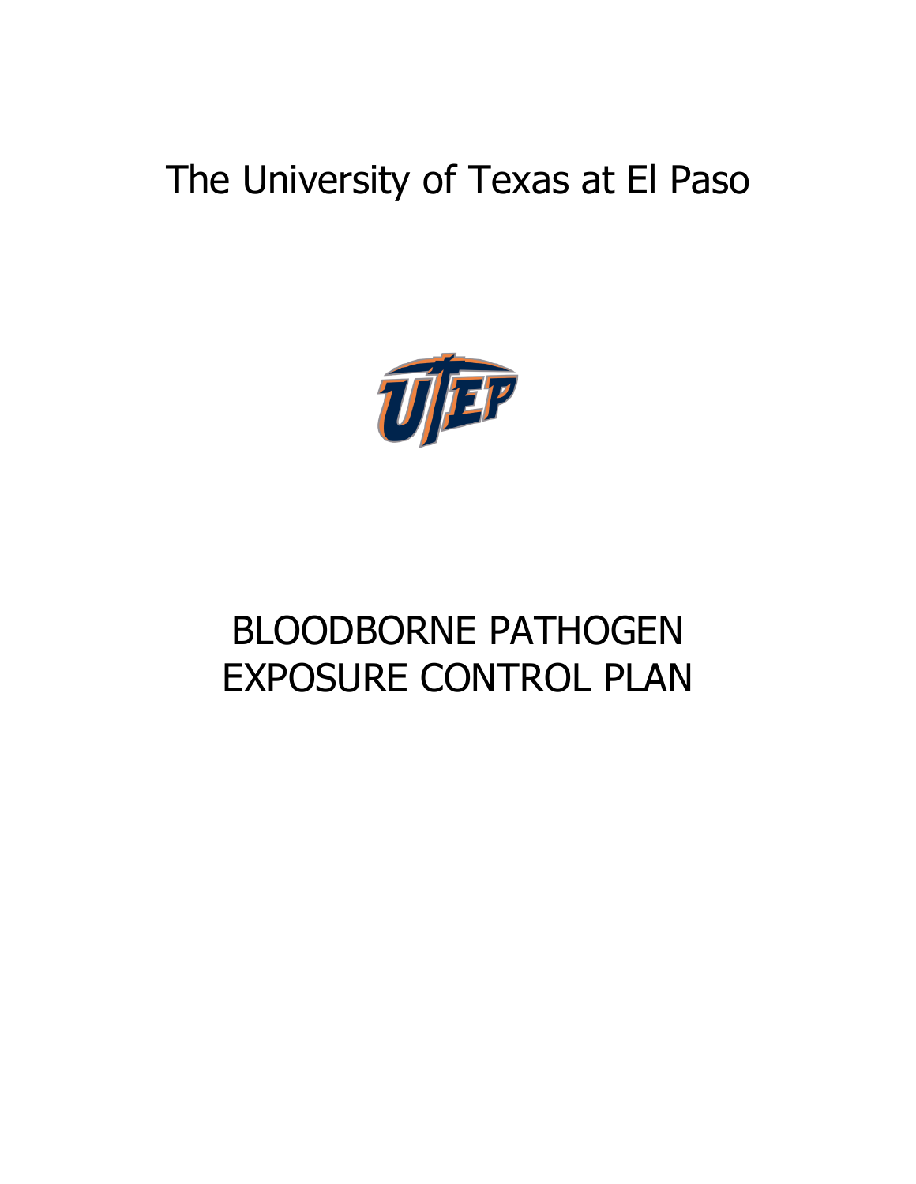# The University of Texas at El Paso

# BLOODBORNE PATHOGEN EXPOSURE CONTROL PLAN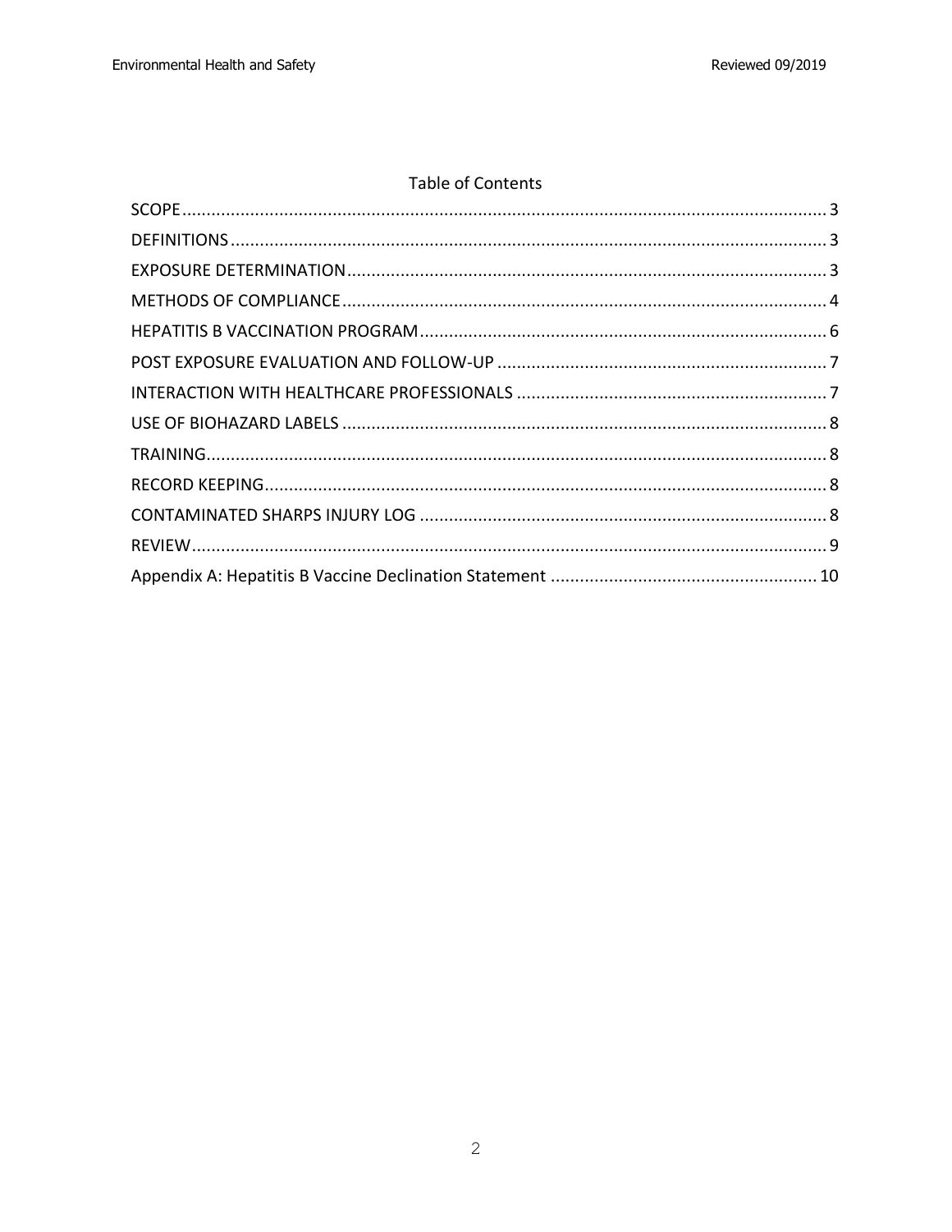## Table of Contents

SCOPE ........ 3
DEFINITIONS ........ 3
EXPOSURE DETERMINATION ........ 3
METHODS OF COMPLIANCE ........ 4
HEPATITIS B VACCINATION PROGRAM ........ 6
POST EXPOSURE EVALUATION AND FOLLOW-UP ........ 7
INTERACTION WITH HEALTHCARE PROFESSIONALS ........ 7
USE OF BIOHAZARD LABELS ........ 8
TRAINING ........ 8
RECORD KEEPING ........ 8
CONTAMINATED SHARPS INJURY LOG ........ 8
REVIEW ........ 9
Appendix A: Hepatitis B Vaccine Declination Statement ........ 10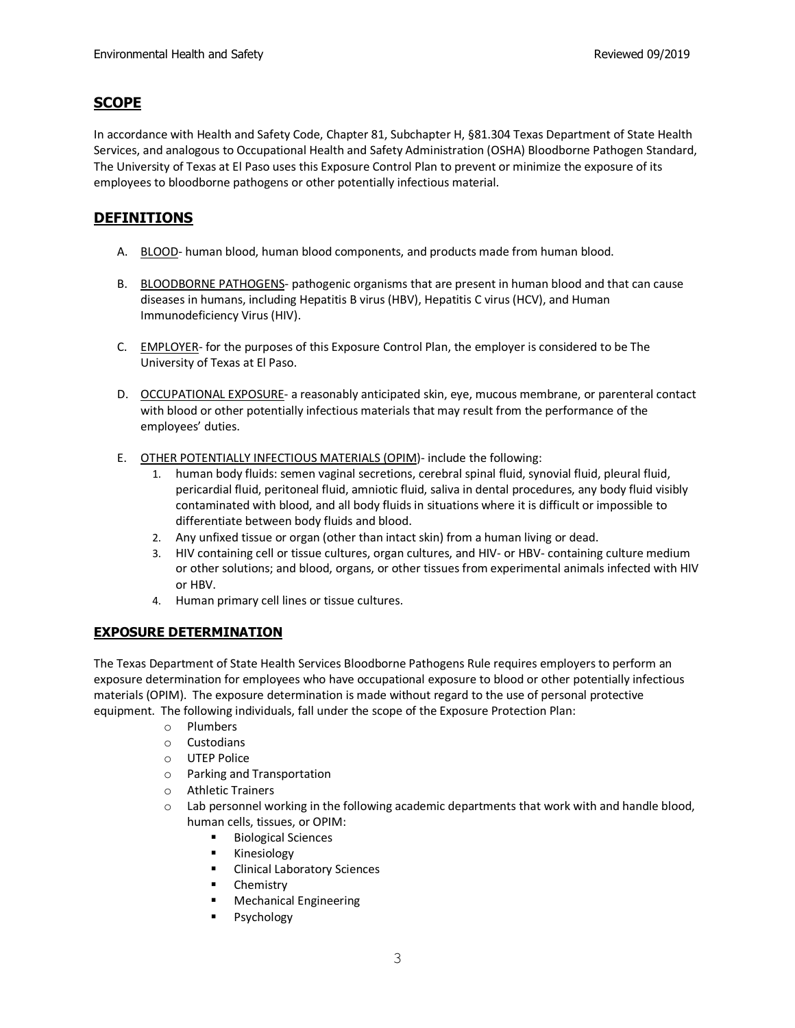## SCOPE

In accordance with Health and Safety Code, Chapter 81, Subchapter H, §81.304 Texas Department of State Health Services, and analogous to Occupational Health and Safety Administration (OSHA) Bloodborne Pathogen Standard, The University of Texas at El Paso uses this Exposure Control Plan to prevent or minimize the exposure of its employees to bloodborne pathogens or other potentially infectious material.

## DEFINITIONS

A. BLOOD- human blood, human blood components, and products made from human blood.

B. BLOODBORNE PATHOGENS- pathogenic organisms that are present in human blood and that can cause diseases in humans, including Hepatitis B virus (HBV), Hepatitis C virus (HCV), and Human Immunodeficiency Virus (HIV).

C. EMPLOYER- for the purposes of this Exposure Control Plan, the employer is considered to be The University of Texas at El Paso.

D. OCCUPATIONAL EXPOSURE- a reasonably anticipated skin, eye, mucous membrane, or parenteral contact with blood or other potentially infectious materials that may result from the performance of the employees' duties.

E. OTHER POTENTIALLY INFECTIOUS MATERIALS (OPIM)- include the following:
   1. human body fluids: semen vaginal secretions, cerebral spinal fluid, synovial fluid, pleural fluid, pericardial fluid, peritoneal fluid, amniotic fluid, saliva in dental procedures, any body fluid visibly contaminated with blood, and all body fluids in situations where it is difficult or impossible to differentiate between body fluids and blood.
   2. Any unfixed tissue or organ (other than intact skin) from a human living or dead.
   3. HIV containing cell or tissue cultures, organ cultures, and HIV- or HBV- containing culture medium or other solutions; and blood, organs, or other tissues from experimental animals infected with HIV or HBV.
   4. Human primary cell lines or tissue cultures.

### EXPOSURE DETERMINATION

The Texas Department of State Health Services Bloodborne Pathogens Rule requires employers to perform an exposure determination for employees who have occupational exposure to blood or other potentially infectious materials (OPIM). The exposure determination is made without regard to the use of personal protective equipment. The following individuals, fall under the scope of the Exposure Protection Plan:

- Plumbers
- Custodians
- UTEP Police
- Parking and Transportation
- Athletic Trainers
- Lab personnel working in the following academic departments that work with and handle blood, human cells, tissues, or OPIM:
  - Biological Sciences
  - Kinesiology
  - Clinical Laboratory Sciences
  - Chemistry
  - Mechanical Engineering
  - Psychology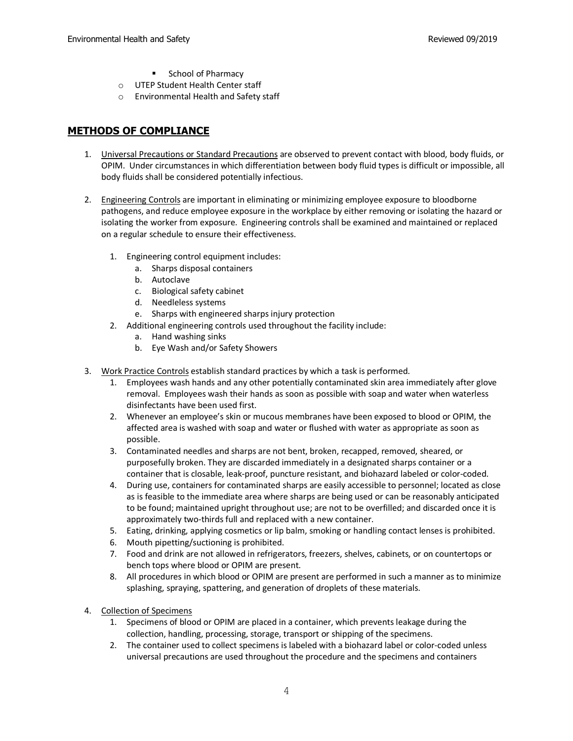- School of Pharmacy
- UTEP Student Health Center staff
- Environmental Health and Safety staff

## METHODS OF COMPLIANCE

1. Universal Precautions or Standard Precautions are observed to prevent contact with blood, body fluids, or OPIM. Under circumstances in which differentiation between body fluid types is difficult or impossible, all body fluids shall be considered potentially infectious.

2. Engineering Controls are important in eliminating or minimizing employee exposure to bloodborne pathogens, and reduce employee exposure in the workplace by either removing or isolating the hazard or isolating the worker from exposure. Engineering controls shall be examined and maintained or replaced on a regular schedule to ensure their effectiveness.

   1. Engineering control equipment includes:
      a. Sharps disposal containers
      b. Autoclave
      c. Biological safety cabinet
      d. Needleless systems
      e. Sharps with engineered sharps injury protection
   2. Additional engineering controls used throughout the facility include:
      a. Hand washing sinks
      b. Eye Wash and/or Safety Showers

3. Work Practice Controls establish standard practices by which a task is performed.
   1. Employees wash hands and any other potentially contaminated skin area immediately after glove removal. Employees wash their hands as soon as possible with soap and water when waterless disinfectants have been used first.
   2. Whenever an employee's skin or mucous membranes have been exposed to blood or OPIM, the affected area is washed with soap and water or flushed with water as appropriate as soon as possible.
   3. Contaminated needles and sharps are not bent, broken, recapped, removed, sheared, or purposefully broken. They are discarded immediately in a designated sharps container or a container that is closable, leak-proof, puncture resistant, and biohazard labeled or color-coded.
   4. During use, containers for contaminated sharps are easily accessible to personnel; located as close as is feasible to the immediate area where sharps are being used or can be reasonably anticipated to be found; maintained upright throughout use; are not to be overfilled; and discarded once it is approximately two-thirds full and replaced with a new container.
   5. Eating, drinking, applying cosmetics or lip balm, smoking or handling contact lenses is prohibited.
   6. Mouth pipetting/suctioning is prohibited.
   7. Food and drink are not allowed in refrigerators, freezers, shelves, cabinets, or on countertops or bench tops where blood or OPIM are present.
   8. All procedures in which blood or OPIM are present are performed in such a manner as to minimize splashing, spraying, spattering, and generation of droplets of these materials.

4. Collection of Specimens
   1. Specimens of blood or OPIM are placed in a container, which prevents leakage during the collection, handling, processing, storage, transport or shipping of the specimens.
   2. The container used to collect specimens is labeled with a biohazard label or color-coded unless universal precautions are used throughout the procedure and the specimens and containers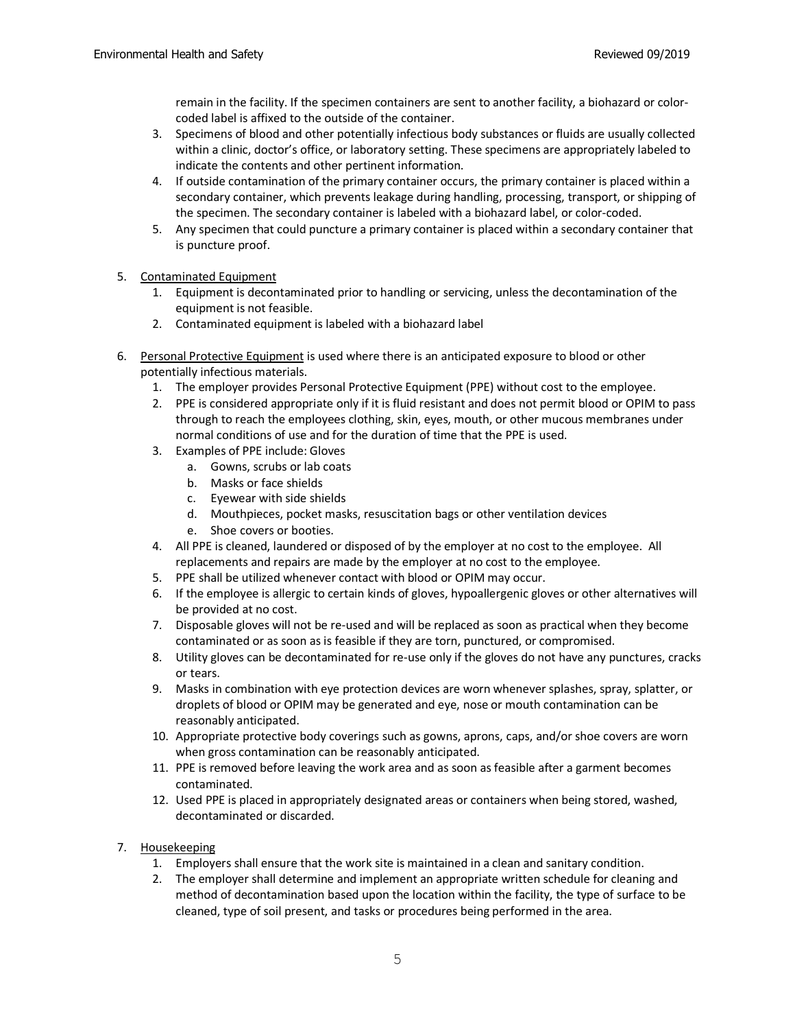remain in the facility. If the specimen containers are sent to another facility, a biohazard or color-coded label is affixed to the outside of the container.

3. Specimens of blood and other potentially infectious body substances or fluids are usually collected within a clinic, doctor's office, or laboratory setting. These specimens are appropriately labeled to indicate the contents and other pertinent information.
4. If outside contamination of the primary container occurs, the primary container is placed within a secondary container, which prevents leakage during handling, processing, transport, or shipping of the specimen. The secondary container is labeled with a biohazard label, or color-coded.
5. Any specimen that could puncture a primary container is placed within a secondary container that is puncture proof.

5. <u>Contaminated Equipment</u>
   1. Equipment is decontaminated prior to handling or servicing, unless the decontamination of the equipment is not feasible.
   2. Contaminated equipment is labeled with a biohazard label

6. <u>Personal Protective Equipment</u> is used where there is an anticipated exposure to blood or other potentially infectious materials.
   1. The employer provides Personal Protective Equipment (PPE) without cost to the employee.
   2. PPE is considered appropriate only if it is fluid resistant and does not permit blood or OPIM to pass through to reach the employees clothing, skin, eyes, mouth, or other mucous membranes under normal conditions of use and for the duration of time that the PPE is used.
   3. Examples of PPE include: Gloves
      a. Gowns, scrubs or lab coats
      b. Masks or face shields
      c. Eyewear with side shields
      d. Mouthpieces, pocket masks, resuscitation bags or other ventilation devices
      e. Shoe covers or booties.
   4. All PPE is cleaned, laundered or disposed of by the employer at no cost to the employee. All replacements and repairs are made by the employer at no cost to the employee.
   5. PPE shall be utilized whenever contact with blood or OPIM may occur.
   6. If the employee is allergic to certain kinds of gloves, hypoallergenic gloves or other alternatives will be provided at no cost.
   7. Disposable gloves will not be re-used and will be replaced as soon as practical when they become contaminated or as soon as is feasible if they are torn, punctured, or compromised.
   8. Utility gloves can be decontaminated for re-use only if the gloves do not have any punctures, cracks or tears.
   9. Masks in combination with eye protection devices are worn whenever splashes, spray, splatter, or droplets of blood or OPIM may be generated and eye, nose or mouth contamination can be reasonably anticipated.
   10. Appropriate protective body coverings such as gowns, aprons, caps, and/or shoe covers are worn when gross contamination can be reasonably anticipated.
   11. PPE is removed before leaving the work area and as soon as feasible after a garment becomes contaminated.
   12. Used PPE is placed in appropriately designated areas or containers when being stored, washed, decontaminated or discarded.

7. <u>Housekeeping</u>
   1. Employers shall ensure that the work site is maintained in a clean and sanitary condition.
   2. The employer shall determine and implement an appropriate written schedule for cleaning and method of decontamination based upon the location within the facility, the type of surface to be cleaned, type of soil present, and tasks or procedures being performed in the area.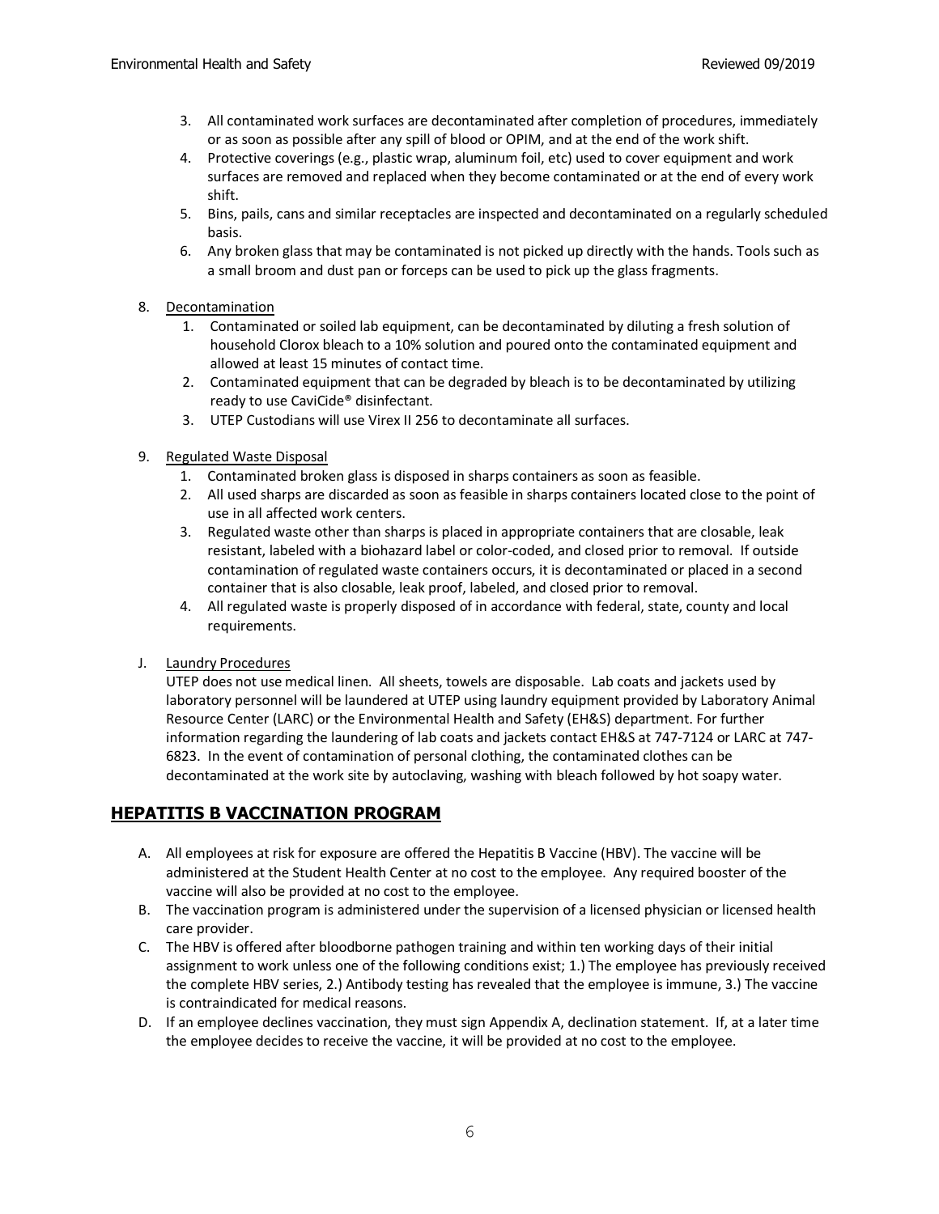3. All contaminated work surfaces are decontaminated after completion of procedures, immediately or as soon as possible after any spill of blood or OPIM, and at the end of the work shift.
4. Protective coverings (e.g., plastic wrap, aluminum foil, etc) used to cover equipment and work surfaces are removed and replaced when they become contaminated or at the end of every work shift.
5. Bins, pails, cans and similar receptacles are inspected and decontaminated on a regularly scheduled basis.
6. Any broken glass that may be contaminated is not picked up directly with the hands. Tools such as a small broom and dust pan or forceps can be used to pick up the glass fragments.

8. <u>Decontamination</u>
    1. Contaminated or soiled lab equipment, can be decontaminated by diluting a fresh solution of household Clorox bleach to a 10% solution and poured onto the contaminated equipment and allowed at least 15 minutes of contact time.
    2. Contaminated equipment that can be degraded by bleach is to be decontaminated by utilizing ready to use CaviCide® disinfectant.
    3. UTEP Custodians will use Virex II 256 to decontaminate all surfaces.

9. <u>Regulated Waste Disposal</u>
    1. Contaminated broken glass is disposed in sharps containers as soon as feasible.
    2. All used sharps are discarded as soon as feasible in sharps containers located close to the point of use in all affected work centers.
    3. Regulated waste other than sharps is placed in appropriate containers that are closable, leak resistant, labeled with a biohazard label or color-coded, and closed prior to removal. If outside contamination of regulated waste containers occurs, it is decontaminated or placed in a second container that is also closable, leak proof, labeled, and closed prior to removal.
    4. All regulated waste is properly disposed of in accordance with federal, state, county and local requirements.

J. <u>Laundry Procedures</u>

UTEP does not use medical linen. All sheets, towels are disposable. Lab coats and jackets used by laboratory personnel will be laundered at UTEP using laundry equipment provided by Laboratory Animal Resource Center (LARC) or the Environmental Health and Safety (EH&S) department. For further information regarding the laundering of lab coats and jackets contact EH&S at 747-7124 or LARC at 747-6823. In the event of contamination of personal clothing, the contaminated clothes can be decontaminated at the work site by autoclaving, washing with bleach followed by hot soapy water.

## HEPATITIS B VACCINATION PROGRAM

A. All employees at risk for exposure are offered the Hepatitis B Vaccine (HBV). The vaccine will be administered at the Student Health Center at no cost to the employee. Any required booster of the vaccine will also be provided at no cost to the employee.

B. The vaccination program is administered under the supervision of a licensed physician or licensed health care provider.

C. The HBV is offered after bloodborne pathogen training and within ten working days of their initial assignment to work unless one of the following conditions exist; 1.) The employee has previously received the complete HBV series, 2.) Antibody testing has revealed that the employee is immune, 3.) The vaccine is contraindicated for medical reasons.

D. If an employee declines vaccination, they must sign Appendix A, declination statement. If, at a later time the employee decides to receive the vaccine, it will be provided at no cost to the employee.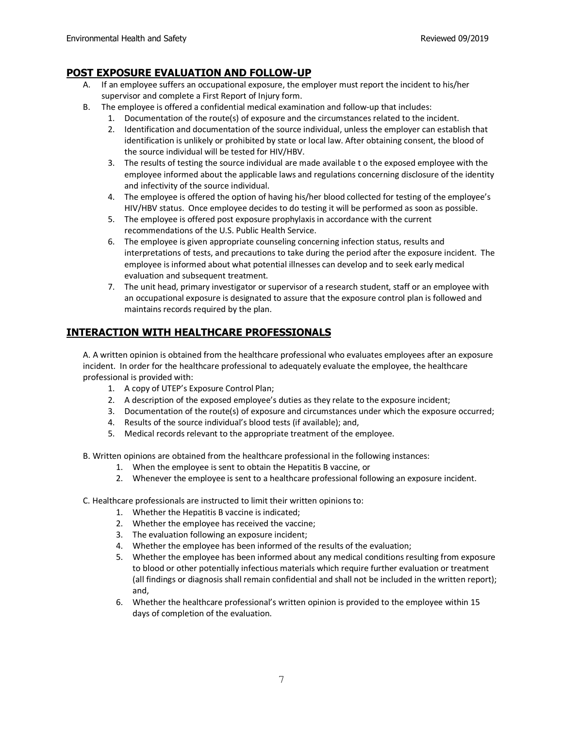## POST EXPOSURE EVALUATION AND FOLLOW-UP

A. If an employee suffers an occupational exposure, the employer must report the incident to his/her supervisor and complete a First Report of Injury form.

B. The employee is offered a confidential medical examination and follow-up that includes:

1. Documentation of the route(s) of exposure and the circumstances related to the incident.
2. Identification and documentation of the source individual, unless the employer can establish that identification is unlikely or prohibited by state or local law. After obtaining consent, the blood of the source individual will be tested for HIV/HBV.
3. The results of testing the source individual are made available t o the exposed employee with the employee informed about the applicable laws and regulations concerning disclosure of the identity and infectivity of the source individual.
4. The employee is offered the option of having his/her blood collected for testing of the employee's HIV/HBV status. Once employee decides to do testing it will be performed as soon as possible.
5. The employee is offered post exposure prophylaxis in accordance with the current recommendations of the U.S. Public Health Service.
6. The employee is given appropriate counseling concerning infection status, results and interpretations of tests, and precautions to take during the period after the exposure incident. The employee is informed about what potential illnesses can develop and to seek early medical evaluation and subsequent treatment.
7. The unit head, primary investigator or supervisor of a research student, staff or an employee with an occupational exposure is designated to assure that the exposure control plan is followed and maintains records required by the plan.

## INTERACTION WITH HEALTHCARE PROFESSIONALS

A. A written opinion is obtained from the healthcare professional who evaluates employees after an exposure incident. In order for the healthcare professional to adequately evaluate the employee, the healthcare professional is provided with:

1. A copy of UTEP's Exposure Control Plan;
2. A description of the exposed employee's duties as they relate to the exposure incident;
3. Documentation of the route(s) of exposure and circumstances under which the exposure occurred;
4. Results of the source individual's blood tests (if available); and,
5. Medical records relevant to the appropriate treatment of the employee.

B. Written opinions are obtained from the healthcare professional in the following instances:

1. When the employee is sent to obtain the Hepatitis B vaccine, or
2. Whenever the employee is sent to a healthcare professional following an exposure incident.

C. Healthcare professionals are instructed to limit their written opinions to:

1. Whether the Hepatitis B vaccine is indicated;
2. Whether the employee has received the vaccine;
3. The evaluation following an exposure incident;
4. Whether the employee has been informed of the results of the evaluation;
5. Whether the employee has been informed about any medical conditions resulting from exposure to blood or other potentially infectious materials which require further evaluation or treatment (all findings or diagnosis shall remain confidential and shall not be included in the written report); and,
6. Whether the healthcare professional's written opinion is provided to the employee within 15 days of completion of the evaluation.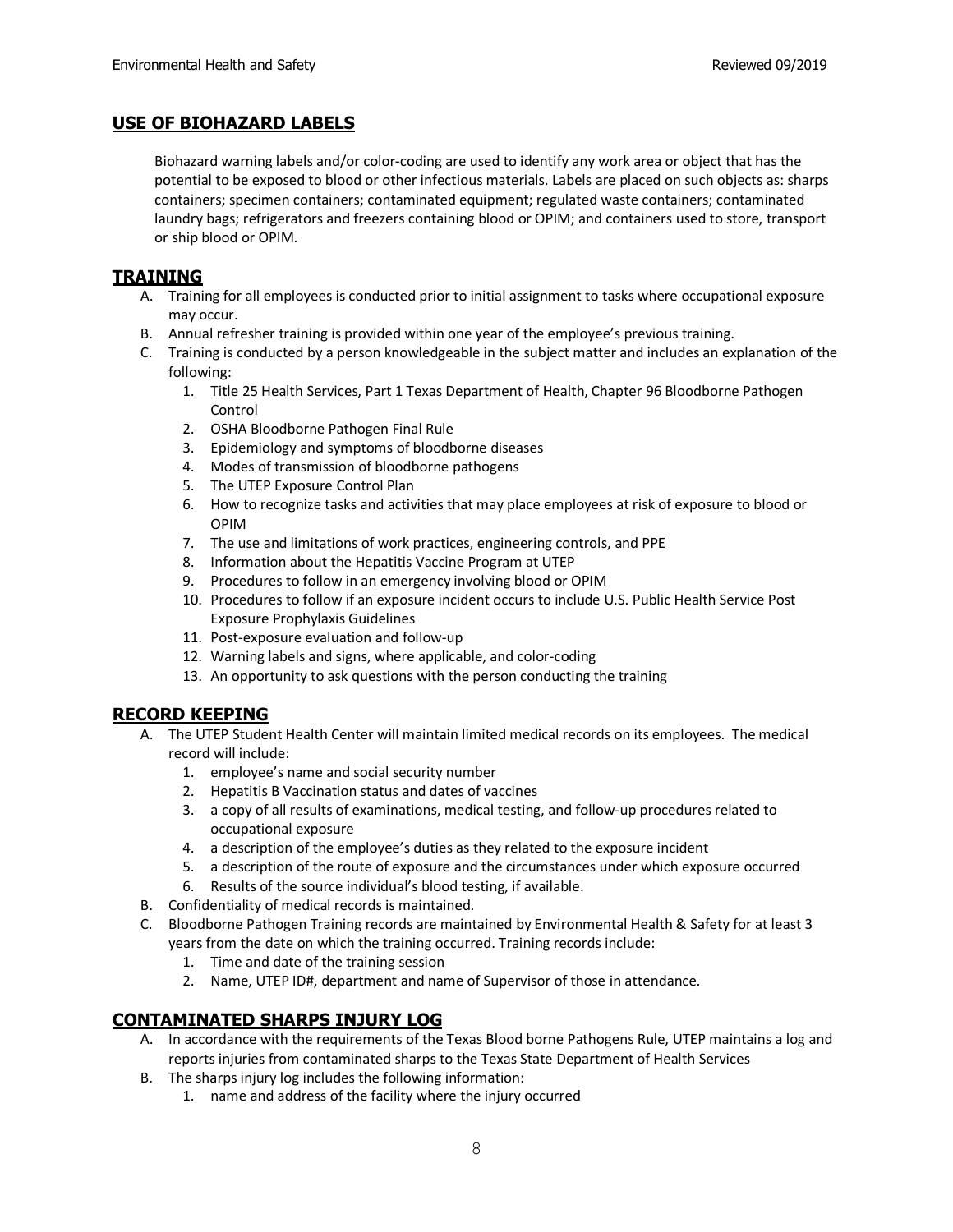## USE OF BIOHAZARD LABELS

Biohazard warning labels and/or color-coding are used to identify any work area or object that has the potential to be exposed to blood or other infectious materials. Labels are placed on such objects as: sharps containers; specimen containers; contaminated equipment; regulated waste containers; contaminated laundry bags; refrigerators and freezers containing blood or OPIM; and containers used to store, transport or ship blood or OPIM.

## TRAINING

A. Training for all employees is conducted prior to initial assignment to tasks where occupational exposure may occur.
B. Annual refresher training is provided within one year of the employee's previous training.
C. Training is conducted by a person knowledgeable in the subject matter and includes an explanation of the following:
   1. Title 25 Health Services, Part 1 Texas Department of Health, Chapter 96 Bloodborne Pathogen Control
   2. OSHA Bloodborne Pathogen Final Rule
   3. Epidemiology and symptoms of bloodborne diseases
   4. Modes of transmission of bloodborne pathogens
   5. The UTEP Exposure Control Plan
   6. How to recognize tasks and activities that may place employees at risk of exposure to blood or OPIM
   7. The use and limitations of work practices, engineering controls, and PPE
   8. Information about the Hepatitis Vaccine Program at UTEP
   9. Procedures to follow in an emergency involving blood or OPIM
   10. Procedures to follow if an exposure incident occurs to include U.S. Public Health Service Post Exposure Prophylaxis Guidelines
   11. Post-exposure evaluation and follow-up
   12. Warning labels and signs, where applicable, and color-coding
   13. An opportunity to ask questions with the person conducting the training

## RECORD KEEPING

A. The UTEP Student Health Center will maintain limited medical records on its employees. The medical record will include:
   1. employee's name and social security number
   2. Hepatitis B Vaccination status and dates of vaccines
   3. a copy of all results of examinations, medical testing, and follow-up procedures related to occupational exposure
   4. a description of the employee's duties as they related to the exposure incident
   5. a description of the route of exposure and the circumstances under which exposure occurred
   6. Results of the source individual's blood testing, if available.
B. Confidentiality of medical records is maintained.
C. Bloodborne Pathogen Training records are maintained by Environmental Health & Safety for at least 3 years from the date on which the training occurred. Training records include:
   1. Time and date of the training session
   2. Name, UTEP ID#, department and name of Supervisor of those in attendance.

## CONTAMINATED SHARPS INJURY LOG

A. In accordance with the requirements of the Texas Blood borne Pathogens Rule, UTEP maintains a log and reports injuries from contaminated sharps to the Texas State Department of Health Services
B. The sharps injury log includes the following information:
   1. name and address of the facility where the injury occurred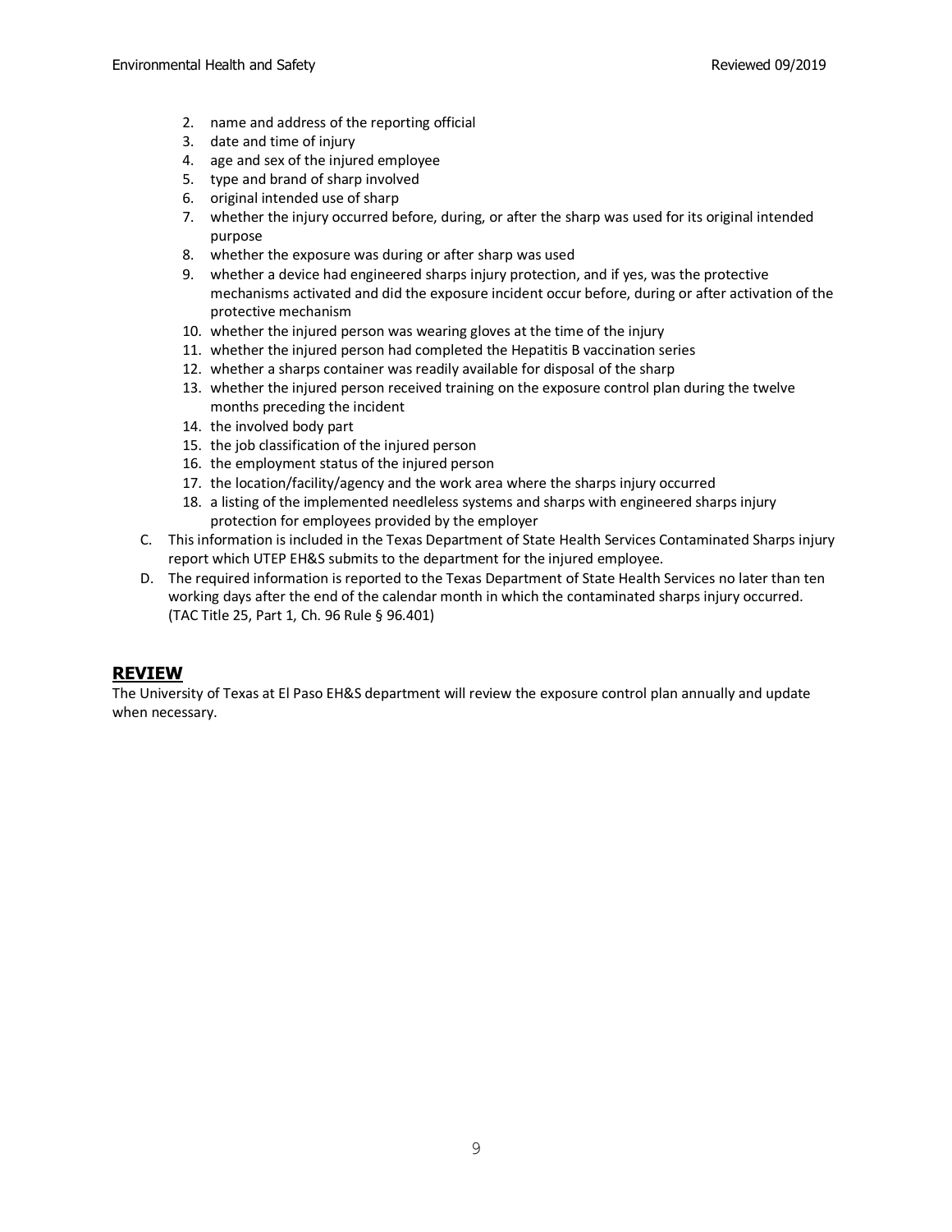2. name and address of the reporting official
3. date and time of injury
4. age and sex of the injured employee
5. type and brand of sharp involved
6. original intended use of sharp
7. whether the injury occurred before, during, or after the sharp was used for its original intended purpose
8. whether the exposure was during or after sharp was used
9. whether a device had engineered sharps injury protection, and if yes, was the protective mechanisms activated and did the exposure incident occur before, during or after activation of the protective mechanism
10. whether the injured person was wearing gloves at the time of the injury
11. whether the injured person had completed the Hepatitis B vaccination series
12. whether a sharps container was readily available for disposal of the sharp
13. whether the injured person received training on the exposure control plan during the twelve months preceding the incident
14. the involved body part
15. the job classification of the injured person
16. the employment status of the injured person
17. the location/facility/agency and the work area where the sharps injury occurred
18. a listing of the implemented needleless systems and sharps with engineered sharps injury protection for employees provided by the employer

C. This information is included in the Texas Department of State Health Services Contaminated Sharps injury report which UTEP EH&S submits to the department for the injured employee.

D. The required information is reported to the Texas Department of State Health Services no later than ten working days after the end of the calendar month in which the contaminated sharps injury occurred. (TAC Title 25, Part 1, Ch. 96 Rule § 96.401)

## REVIEW

The University of Texas at El Paso EH&S department will review the exposure control plan annually and update when necessary.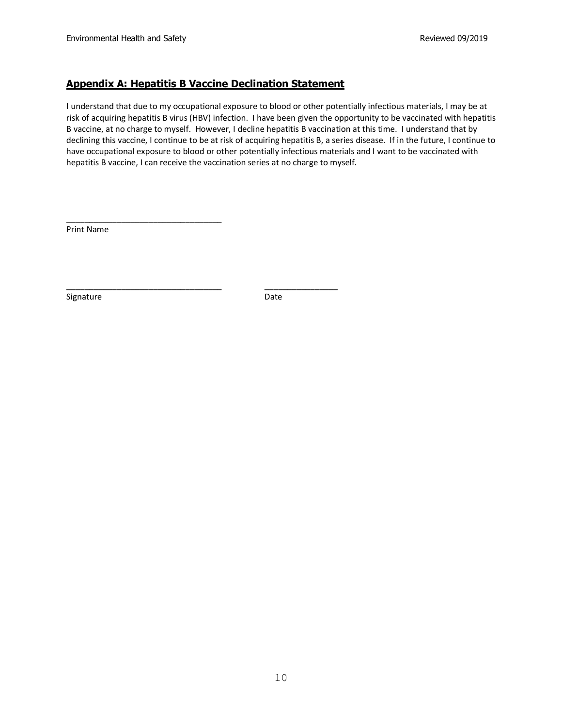## Appendix A: Hepatitis B Vaccine Declination Statement

I understand that due to my occupational exposure to blood or other potentially infectious materials, I may be at risk of acquiring hepatitis B virus (HBV) infection. I have been given the opportunity to be vaccinated with hepatitis B vaccine, at no charge to myself. However, I decline hepatitis B vaccination at this time. I understand that by declining this vaccine, I continue to be at risk of acquiring hepatitis B, a series disease. If in the future, I continue to have occupational exposure to blood or other potentially infectious materials and I want to be vaccinated with hepatitis B vaccine, I can receive the vaccination series at no charge to myself.

___________________________________

Print Name

___________________________________ ________________

Signature Date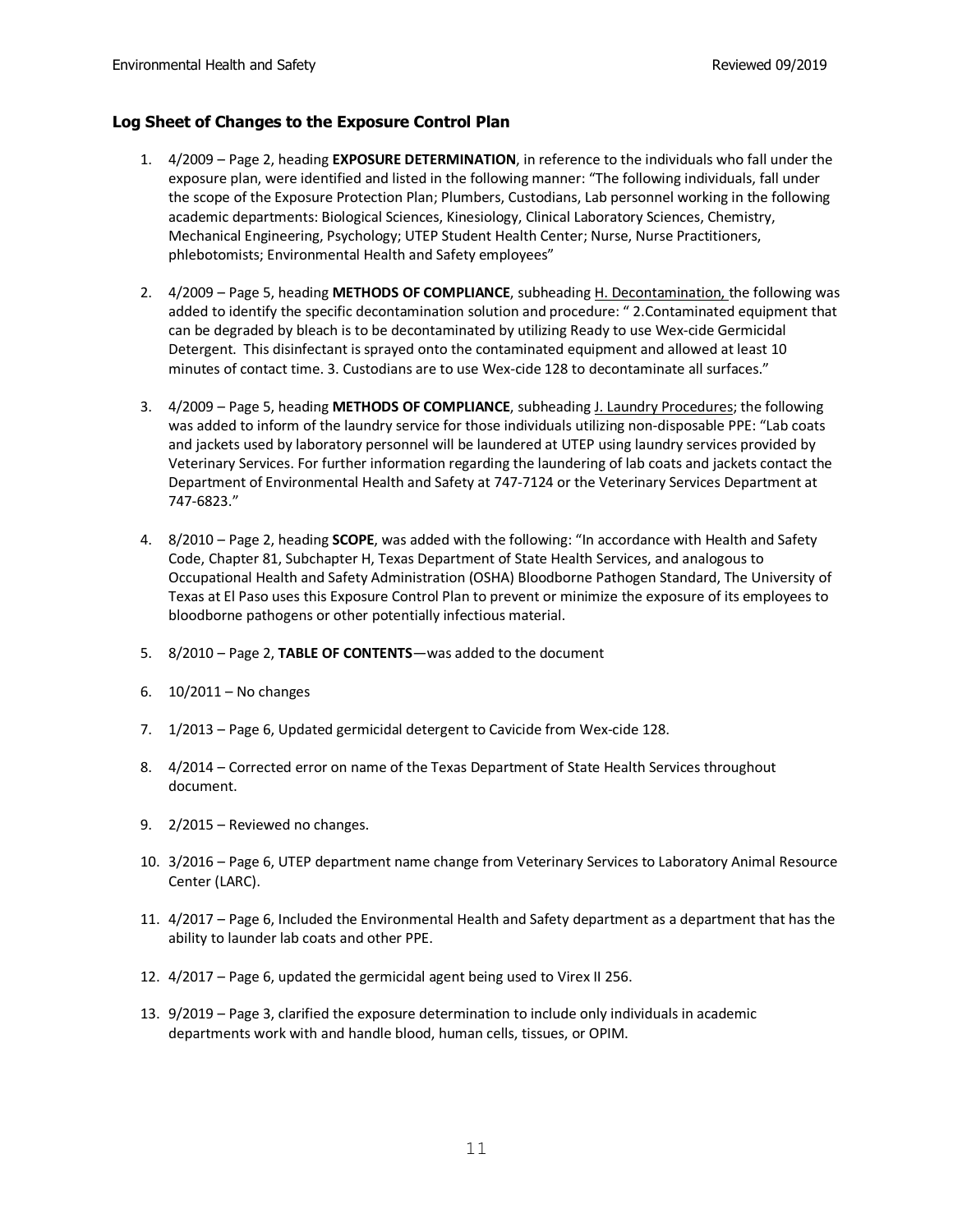### Log Sheet of Changes to the Exposure Control Plan

1. 4/2009 – Page 2, heading **EXPOSURE DETERMINATION**, in reference to the individuals who fall under the exposure plan, were identified and listed in the following manner: "The following individuals, fall under the scope of the Exposure Protection Plan; Plumbers, Custodians, Lab personnel working in the following academic departments: Biological Sciences, Kinesiology, Clinical Laboratory Sciences, Chemistry, Mechanical Engineering, Psychology; UTEP Student Health Center; Nurse, Nurse Practitioners, phlebotomists; Environmental Health and Safety employees"

2. 4/2009 – Page 5, heading **METHODS OF COMPLIANCE**, subheading <u>H. Decontamination,</u> the following was added to identify the specific decontamination solution and procedure: " 2.Contaminated equipment that can be degraded by bleach is to be decontaminated by utilizing Ready to use Wex-cide Germicidal Detergent. This disinfectant is sprayed onto the contaminated equipment and allowed at least 10 minutes of contact time. 3. Custodians are to use Wex-cide 128 to decontaminate all surfaces."

3. 4/2009 – Page 5, heading **METHODS OF COMPLIANCE**, subheading <u>J. Laundry Procedures</u>; the following was added to inform of the laundry service for those individuals utilizing non-disposable PPE: "Lab coats and jackets used by laboratory personnel will be laundered at UTEP using laundry services provided by Veterinary Services. For further information regarding the laundering of lab coats and jackets contact the Department of Environmental Health and Safety at 747-7124 or the Veterinary Services Department at 747-6823."

4. 8/2010 – Page 2, heading **SCOPE**, was added with the following: "In accordance with Health and Safety Code, Chapter 81, Subchapter H, Texas Department of State Health Services, and analogous to Occupational Health and Safety Administration (OSHA) Bloodborne Pathogen Standard, The University of Texas at El Paso uses this Exposure Control Plan to prevent or minimize the exposure of its employees to bloodborne pathogens or other potentially infectious material.

5. 8/2010 – Page 2, **TABLE OF CONTENTS**—was added to the document

6. 10/2011 – No changes

7. 1/2013 – Page 6, Updated germicidal detergent to Cavicide from Wex-cide 128.

8. 4/2014 – Corrected error on name of the Texas Department of State Health Services throughout document.

9. 2/2015 – Reviewed no changes.

10. 3/2016 – Page 6, UTEP department name change from Veterinary Services to Laboratory Animal Resource Center (LARC).

11. 4/2017 – Page 6, Included the Environmental Health and Safety department as a department that has the ability to launder lab coats and other PPE.

12. 4/2017 – Page 6, updated the germicidal agent being used to Virex II 256.

13. 9/2019 – Page 3, clarified the exposure determination to include only individuals in academic departments work with and handle blood, human cells, tissues, or OPIM.